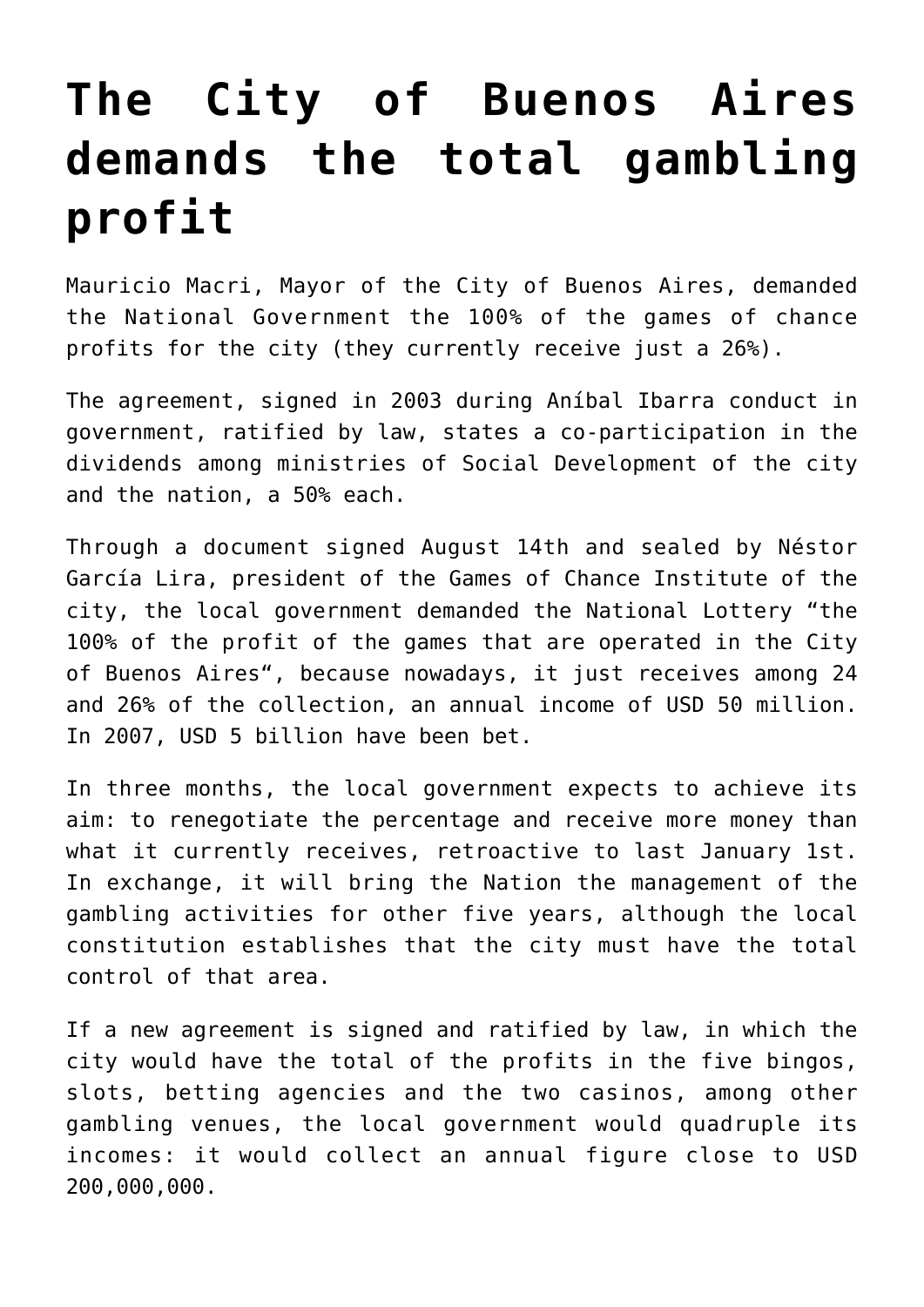# The City of Buenos Aires demands the total gambling profit

Mauricio Macri, Mayor of the City of Buenos Aires, demanded the National Government the 100% of the games of chance profits for the city (they currently receive just a 26%).

The agreement, signed in 2003 during Aníbal Ibarra conduct in government, ratified by law, states a co-participation in the dividends among ministries of Social Development of the city and the nation, a 50% each.

Through a document signed August 14th and sealed by Néstor García Lira, president of the Games of Chance Institute of the city, the local government demanded the National Lottery "the 100% of the profit of the games that are operated in the City of Buenos Aires", because nowadays, it just receives among 24 and 26% of the collection, an annual income of USD 50 million. In 2007, USD 5 billion have been bet.

In three months, the local government expects to achieve its aim: to renegotiate the percentage and receive more money than what it currently receives, retroactive to last January 1st. In exchange, it will bring the Nation the management of the gambling activities for other five years, although the local constitution establishes that the city must have the total control of that area.

If a new agreement is signed and ratified by law, in which the city would have the total of the profits in the five bingos, slots, betting agencies and the two casinos, among other gambling venues, the local government would quadruple its incomes: it would collect an annual figure close to USD 200,000,000.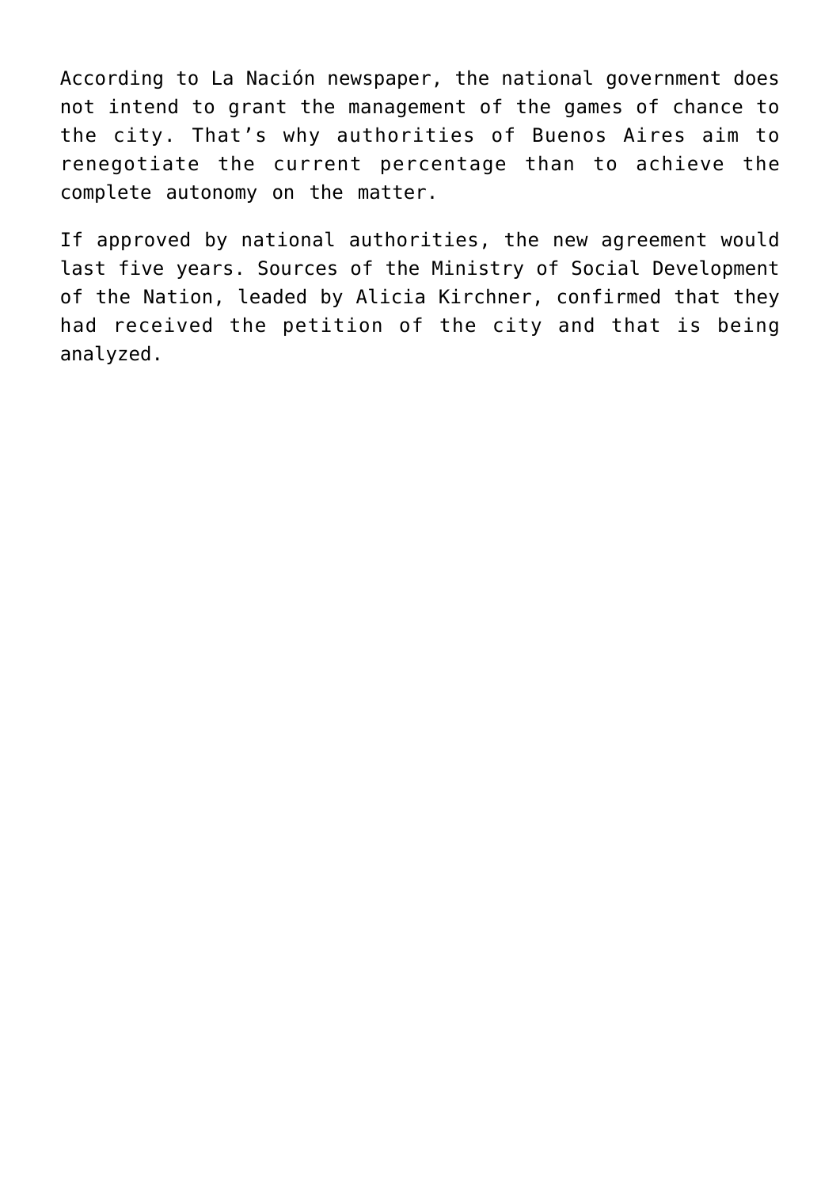According to La Nación newspaper, the national government does not intend to grant the management of the games of chance to the city. That's why authorities of Buenos Aires aim to renegotiate the current percentage than to achieve the complete autonomy on the matter.

If approved by national authorities, the new agreement would last five years. Sources of the Ministry of Social Development of the Nation, leaded by Alicia Kirchner, confirmed that they had received the petition of the city and that is being analyzed.